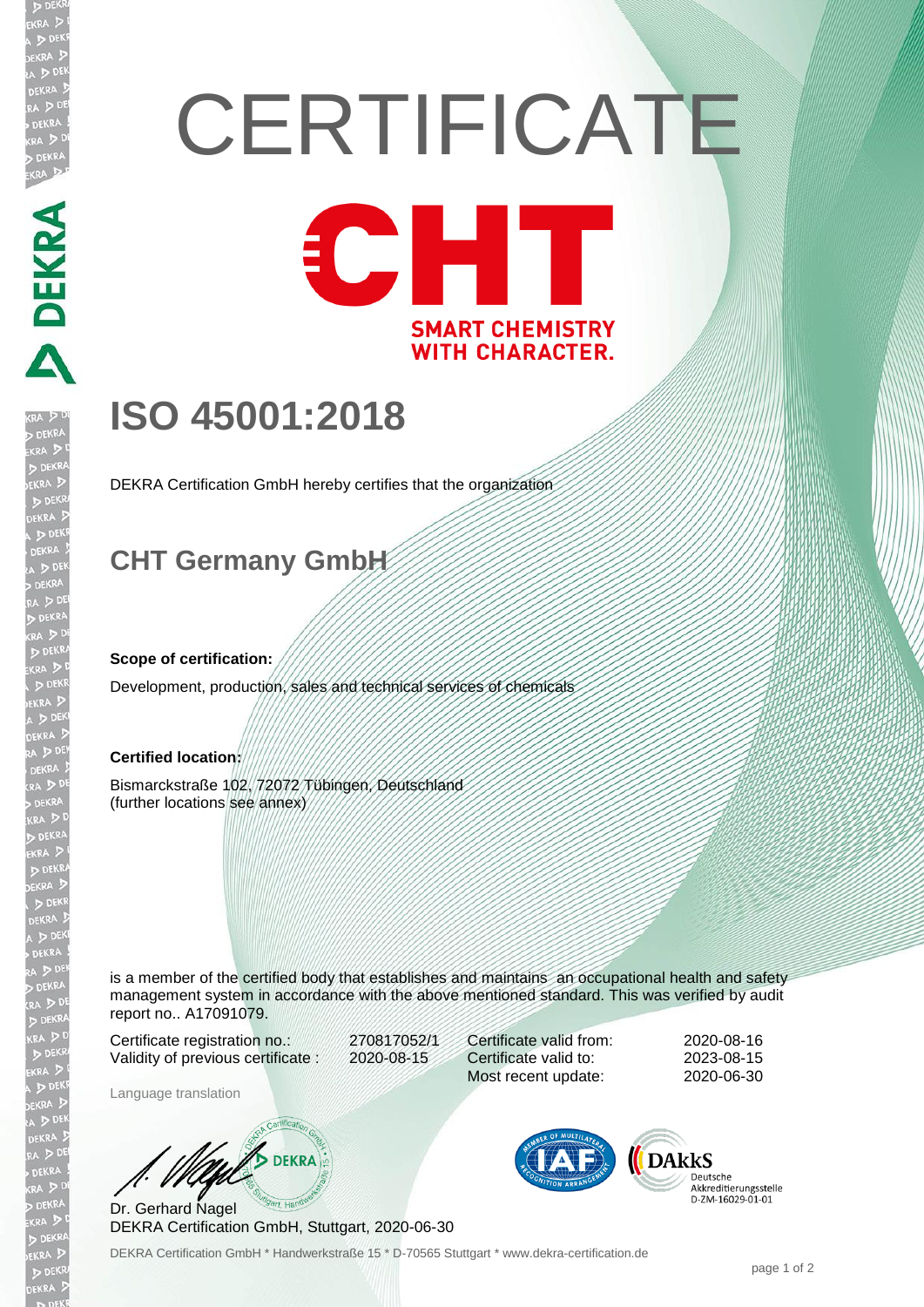# CERTIFICATE

CHT

SMART CHEMISTRY WITH CHARACTER.

# ISO 45001:2018

DEKRA Certification GmbH hereby certifies that the organization

## CHT Germany GmbH

**Scope of certification:**

Development, production, sales and technical services of chemicals

**Certified location:**

Bismarckstraße 102, 72072 Tübingen, Deutschland
(further locations see annex)

is a member of the certified body that establishes and maintains an occupational health and safety management system in accordance with the above mentioned standard. This was verified by audit report no.. A17091079.

| | | | |
|---|---|---|---|
| Certificate registration no.: | 270817052/1 | Certificate valid from: | 2020-08-16 |
| Validity of previous certificate : | 2020-08-15 | Certificate valid to: | 2023-08-15 |
| | | Most recent update: | 2020-06-30 |

Language translation

Dr. Gerhard Nagel
DEKRA Certification GmbH, Stuttgart, 2020-06-30

DAkkS Deutsche Akkreditierungsstelle D-ZM-16029-01-01

DEKRA Certification GmbH * Handwerkstraße 15 * D-70565 Stuttgart * www.dekra-certification.de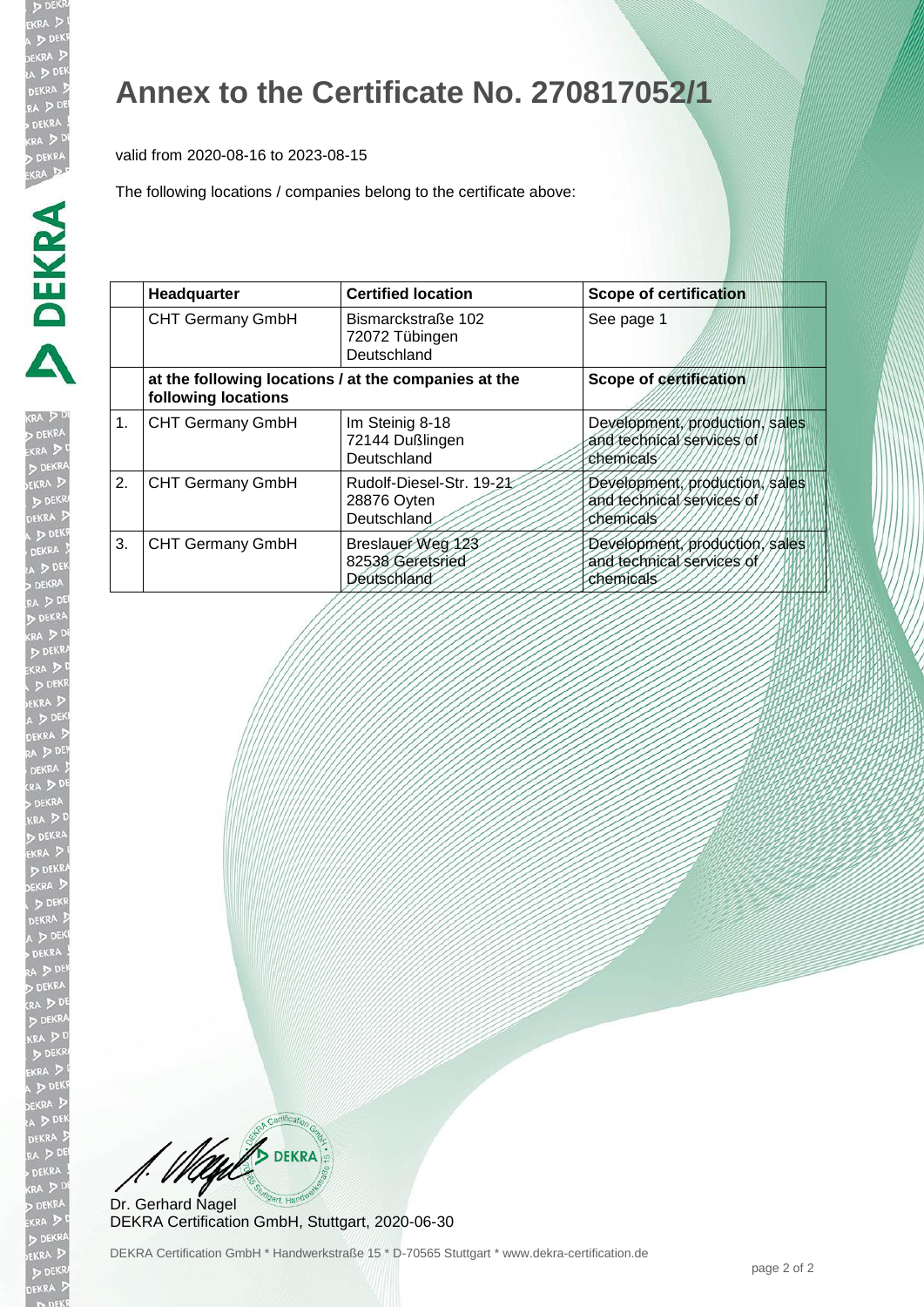# Annex to the Certificate No. 270817052/1

valid from 2020-08-16 to 2023-08-15

The following locations / companies belong to the certificate above:

| | Headquarter | Certified location | Scope of certification |
|---|---|---|---|
| | CHT Germany GmbH | Bismarckstraße 102<br>72072 Tübingen<br>Deutschland | See page 1 |
| | **at the following locations / at the companies at the following locations** | | **Scope of certification** |
| 1. | CHT Germany GmbH | Im Steinig 8-18<br>72144 Dußlingen<br>Deutschland | Development, production, sales and technical services of chemicals |
| 2. | CHT Germany GmbH | Rudolf-Diesel-Str. 19-21<br>28876 Oyten<br>Deutschland | Development, production, sales and technical services of chemicals |
| 3. | CHT Germany GmbH | Breslauer Weg 123<br>82538 Geretsried<br>Deutschland | Development, production, sales and technical services of chemicals |

Dr. Gerhard Nagel
DEKRA Certification GmbH, Stuttgart, 2020-06-30

DEKRA Certification GmbH * Handwerkstraße 15 * D-70565 Stuttgart * www.dekra-certification.de